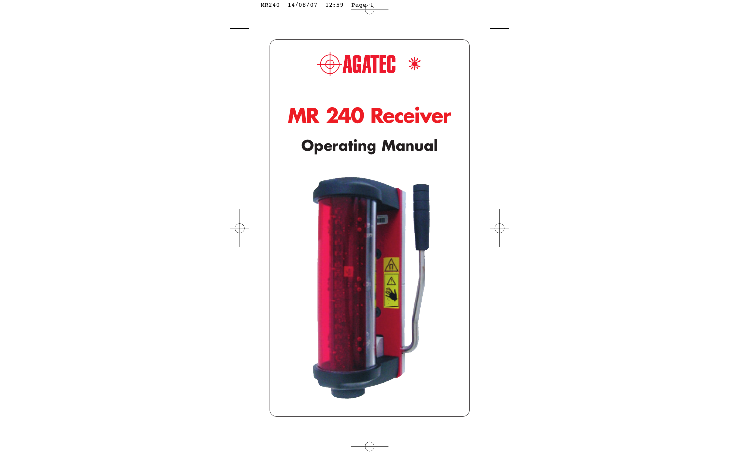AGATEC

# MR 240 Receiver

## Operating Manual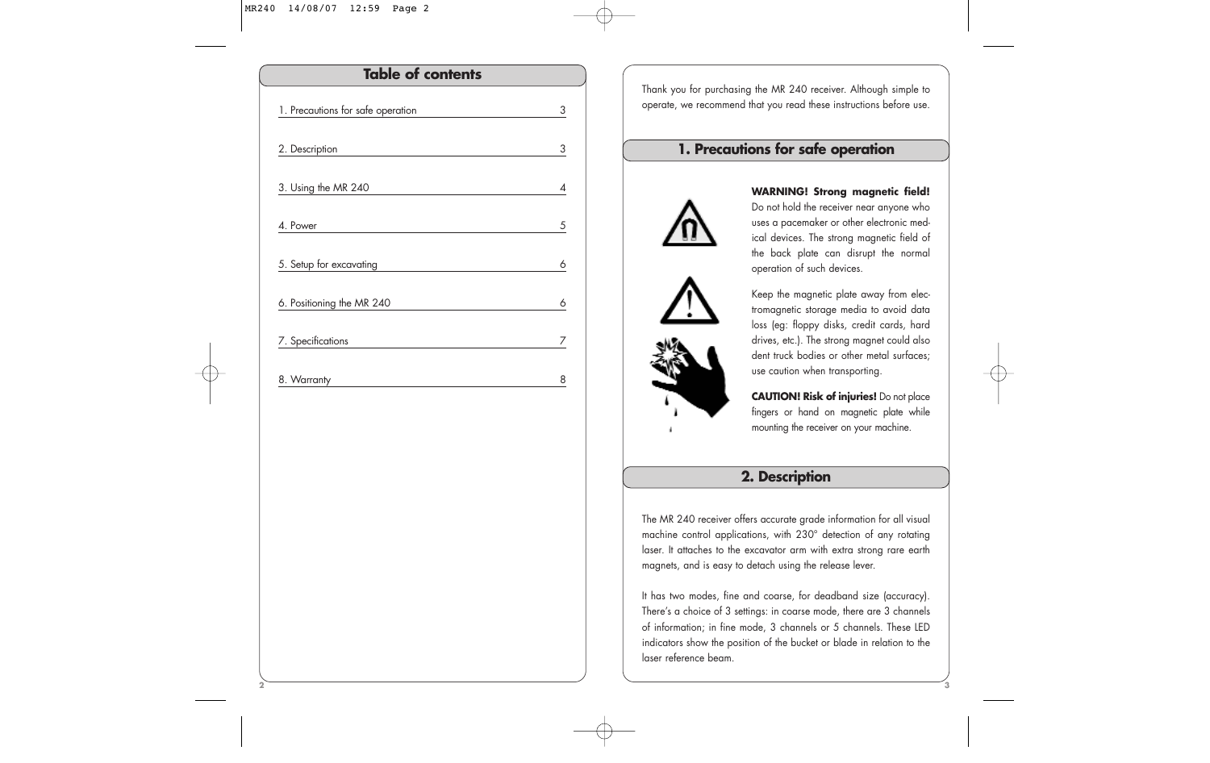## Table of contents

| | |
|---|---|
| 1. Precautions for safe operation | 3 |
| 2. Description | 3 |
| 3. Using the MR 240 | 4 |
| 4. Power | 5 |
| 5. Setup for excavating | 6 |
| 6. Positioning the MR 240 | 6 |
| 7. Specifications | 7 |
| 8. Warranty | 8 |

Thank you for purchasing the MR 240 receiver. Although simple to operate, we recommend that you read these instructions before use.

## 1. Precautions for safe operation

**WARNING! Strong magnetic field!** Do not hold the receiver near anyone who uses a pacemaker or other electronic medical devices. The strong magnetic field of the back plate can disrupt the normal operation of such devices.

Keep the magnetic plate away from electromagnetic storage media to avoid data loss (eg: floppy disks, credit cards, hard drives, etc.). The strong magnet could also dent truck bodies or other metal surfaces; use caution when transporting.

**CAUTION! Risk of injuries!** Do not place fingers or hand on magnetic plate while mounting the receiver on your machine.

## 2. Description

The MR 240 receiver offers accurate grade information for all visual machine control applications, with 230° detection of any rotating laser. It attaches to the excavator arm with extra strong rare earth magnets, and is easy to detach using the release lever.

It has two modes, fine and coarse, for deadband size (accuracy). There's a choice of 3 settings: in coarse mode, there are 3 channels of information; in fine mode, 3 channels or 5 channels. These LED indicators show the position of the bucket or blade in relation to the laser reference beam.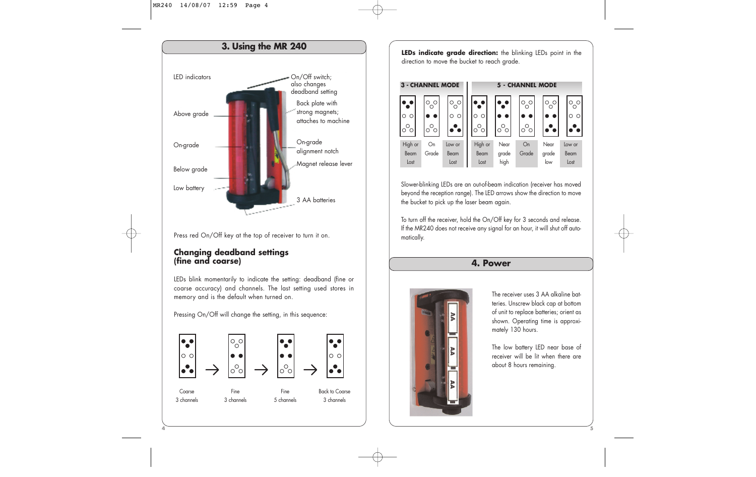## 3. Using the MR 240

LED indicators

Above grade

On-grade

Below grade

Low battery

On/Off switch; also changes deadband setting

Back plate with strong magnets; attaches to machine

On-grade alignment notch

Magnet release lever

3 AA batteries

Press red On/Off key at the top of receiver to turn it on.

### Changing deadband settings (fine and coarse)

LEDs blink momentarily to indicate the setting: deadband (fine or coarse accuracy) and channels. The last setting used stores in memory and is the default when turned on.

Pressing On/Off will change the setting, in this sequence:

Coarse 3 channels → Fine 3 channels → Fine 5 channels → Back to Coarse 3 channels

**LEDs indicate grade direction:** the blinking LEDs point in the direction to move the bucket to reach grade.

| 3 - CHANNEL MODE | | | 5 - CHANNEL MODE | | | | |
|---|---|---|---|---|---|---|---|
| High or Beam Lost | On Grade | Low or Beam Lost | High or Beam Lost | Near grade high | On Grade | Near grade low | Low or Beam Lost |

Slower-blinking LEDs are an out-of-beam indication (receiver has moved beyond the reception range). The LED arrows show the direction to move the bucket to pick up the laser beam again.

To turn off the receiver, hold the On/Off key for 3 seconds and release. If the MR240 does not receive any signal for an hour, it will shut off automatically.

## 4. Power

The receiver uses 3 AA alkaline batteries. Unscrew black cap at bottom of unit to replace batteries; orient as shown. Operating time is approximately 130 hours.

The low battery LED near base of receiver will be lit when there are about 8 hours remaining.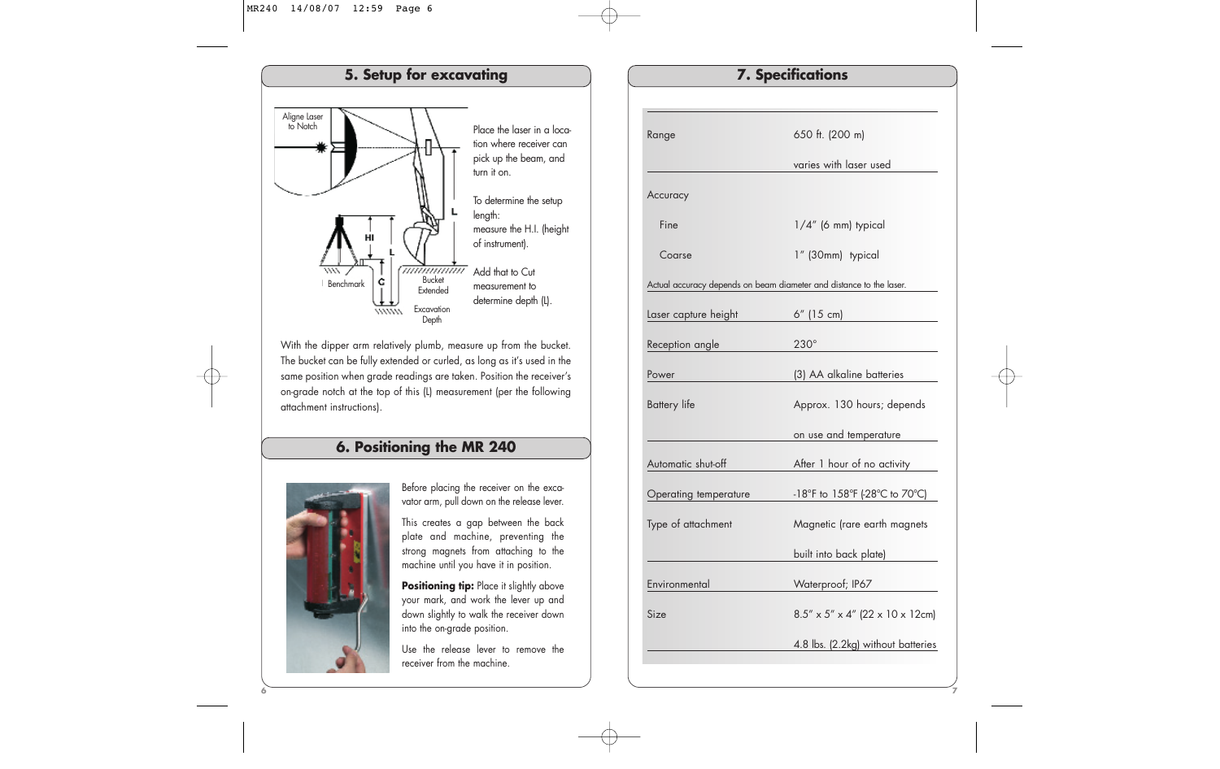## 5. Setup for excavating

Place the laser in a location where receiver can pick up the beam, and turn it on.

To determine the setup length:
measure the H.I. (height of instrument).

Add that to Cut measurement to determine depth (L).

With the dipper arm relatively plumb, measure up from the bucket. The bucket can be fully extended or curled, as long as it's used in the same position when grade readings are taken. Position the receiver's on-grade notch at the top of this (L) measurement (per the following attachment instructions).

## 6. Positioning the MR 240

Before placing the receiver on the excavator arm, pull down on the release lever.

This creates a gap between the back plate and machine, preventing the strong magnets from attaching to the machine until you have it in position.

**Positioning tip:** Place it slightly above your mark, and work the lever up and down slightly to walk the receiver down into the on-grade position.

Use the release lever to remove the receiver from the machine.

## 7. Specifications

| | |
|---|---|
| Range | 650 ft. (200 m) varies with laser used |
| Accuracy | |
| Fine | 1/4" (6 mm) typical |
| Coarse | 1" (30mm) typical |
| Actual accuracy depends on beam diameter and distance to the laser. | |
| Laser capture height | 6" (15 cm) |
| Reception angle | 230° |
| Power | (3) AA alkaline batteries |
| Battery life | Approx. 130 hours; depends on use and temperature |
| Automatic shut-off | After 1 hour of no activity |
| Operating temperature | -18°F to 158°F (-28°C to 70°C) |
| Type of attachment | Magnetic (rare earth magnets built into back plate) |
| Environmental | Waterproof; IP67 |
| Size | 8.5" x 5" x 4" (22 x 10 x 12cm) 4.8 lbs. (2.2kg) without batteries |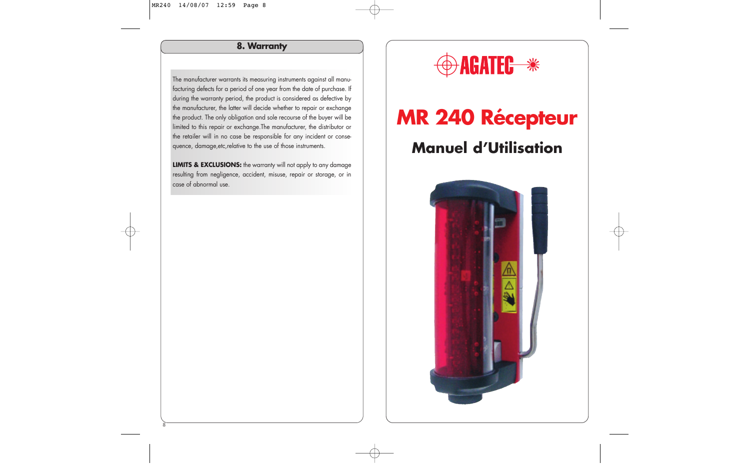## 8. Warranty

The manufacturer warrants its measuring instruments against all manufacturing defects for a period of one year from the date of purchase. If during the warranty period, the product is considered as defective by the manufacturer, the latter will decide whether to repair or exchange the product. The only obligation and sole recourse of the buyer will be limited to this repair or exchange.The manufacturer, the distributor or the retailer will in no case be responsible for any incident or consequence, damage,etc,relative to the use of those instruments.

**LIMITS & EXCLUSIONS:** the warranty will not apply to any damage resulting from negligence, accident, misuse, repair or storage, or in case of abnormal use.

AGATEC

# MR 240 Récepteur

## Manuel d'Utilisation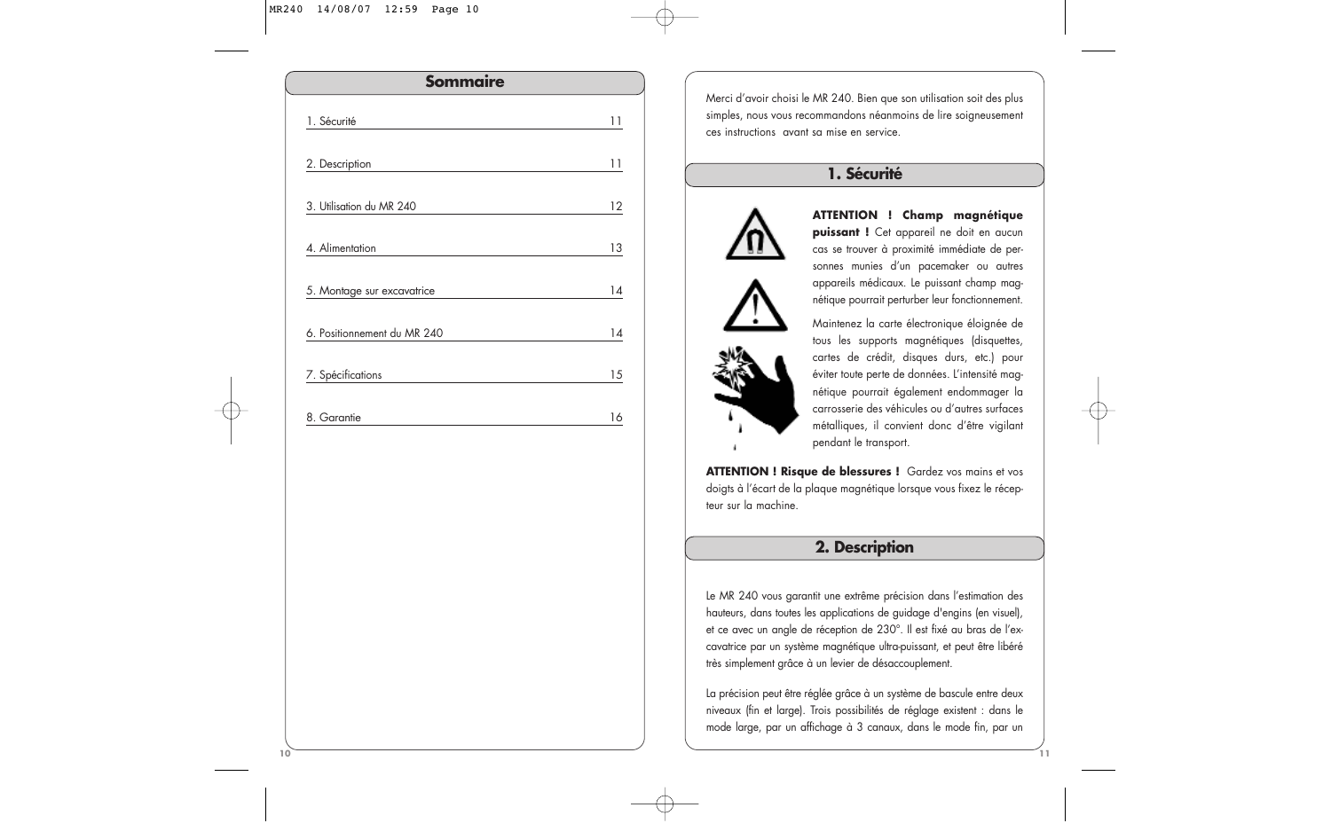## Sommaire

| | |
|---|---|
| 1. Sécurité | 11 |
| 2. Description | 11 |
| 3. Utilisation du MR 240 | 12 |
| 4. Alimentation | 13 |
| 5. Montage sur excavatrice | 14 |
| 6. Positionnement du MR 240 | 14 |
| 7. Spécifications | 15 |
| 8. Garantie | 16 |

Merci d'avoir choisi le MR 240. Bien que son utilisation soit des plus simples, nous vous recommandons néanmoins de lire soigneusement ces instructions avant sa mise en service.

## 1. Sécurité

**ATTENTION ! Champ magnétique puissant !** Cet appareil ne doit en aucun cas se trouver à proximité immédiate de personnes munies d'un pacemaker ou autres appareils médicaux. Le puissant champ magnétique pourrait perturber leur fonctionnement.

Maintenez la carte électronique éloignée de tous les supports magnétiques (disquettes, cartes de crédit, disques durs, etc.) pour éviter toute perte de données. L'intensité magnétique pourrait également endommager la carrosserie des véhicules ou d'autres surfaces métalliques, il convient donc d'être vigilant pendant le transport.

**ATTENTION ! Risque de blessures !** Gardez vos mains et vos doigts à l'écart de la plaque magnétique lorsque vous fixez le récepteur sur la machine.

## 2. Description

Le MR 240 vous garantit une extrême précision dans l'estimation des hauteurs, dans toutes les applications de guidage d'engins (en visuel), et ce avec un angle de réception de 230°. Il est fixé au bras de l'excavatrice par un système magnétique ultra-puissant, et peut être libéré très simplement grâce à un levier de désaccouplement.

La précision peut être réglée grâce à un système de bascule entre deux niveaux (fin et large). Trois possibilités de réglage existent : dans le mode large, par un affichage à 3 canaux, dans le mode fin, par un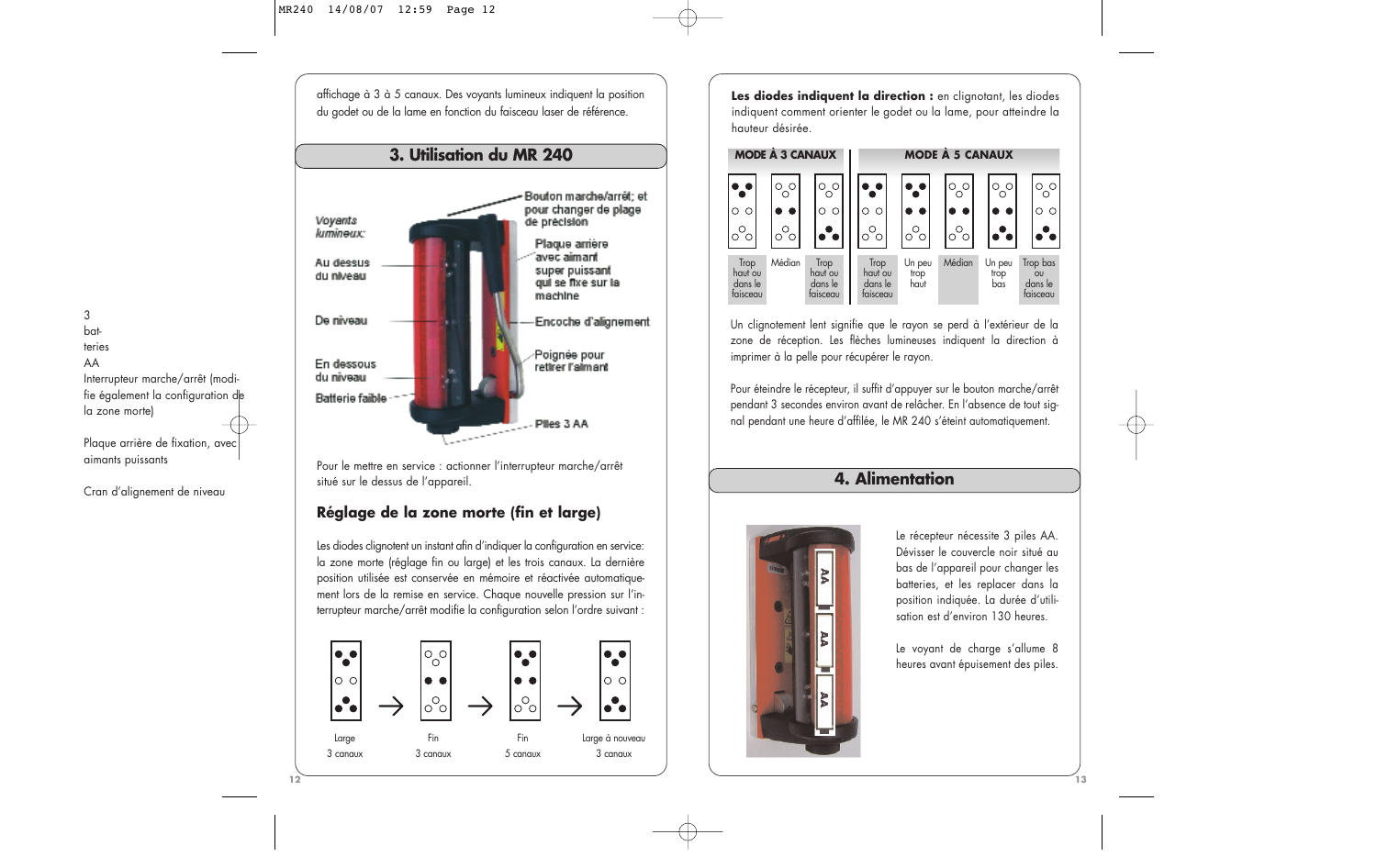affichage à 3 à 5 canaux. Des voyants lumineux indiquent la position du godet ou de la lame en fonction du faisceau laser de référence.

## 3. Utilisation du MR 240

Voyants lumineux:

Au dessus du niveau

De niveau

En dessous du niveau

Batterie faible

Bouton marche/arrêt; et pour changer de plage de précision

Plaque arrière avec aimant super puissant qui se fixe sur la machine

Encoche d'alignement

Poignée pour retirer l'aimant

Piles 3 AA

3 batteries AA

Interrupteur marche/arrêt (modifie également la configuration de la zone morte)

Plaque arrière de fixation, avec aimants puissants

Cran d'alignement de niveau

Pour le mettre en service : actionner l'interrupteur marche/arrêt situé sur le dessus de l'appareil.

### Réglage de la zone morte (fin et large)

Les diodes clignotent un instant afin d'indiquer la configuration en service: la zone morte (réglage fin ou large) et les trois canaux. La dernière position utilisée est conservée en mémoire et réactivée automatiquement lors de la remise en service. Chaque nouvelle pression sur l'interrupteur marche/arrêt modifie la configuration selon l'ordre suivant :

Large 3 canaux → Fin 3 canaux → Fin 5 canaux → Large à nouveau 3 canaux

**Les diodes indiquent la direction :** en clignotant, les diodes indiquent comment orienter le godet ou la lame, pour atteindre la hauteur désirée.

| MODE À 3 CANAUX | | | MODE À 5 CANAUX | | | | |
|---|---|---|---|---|---|---|---|
| Trop haut ou dans le faisceau | Médian | Trop haut ou dans le faisceau | Trop haut ou dans le faisceau | Un peu trop haut | Médian | Un peu trop bas | Trop bas ou dans le faisceau |

Un clignotement lent signifie que le rayon se perd à l'extérieur de la zone de réception. Les flèches lumineuses indiquent la direction à imprimer à la pelle pour récupérer le rayon.

Pour éteindre le récepteur, il suffit d'appuyer sur le bouton marche/arrêt pendant 3 secondes environ avant de relâcher. En l'absence de tout signal pendant une heure d'affilée, le MR 240 s'éteint automatiquement.

## 4. Alimentation

Le récepteur nécessite 3 piles AA. Dévisser le couvercle noir situé au bas de l'appareil pour changer les batteries, et les replacer dans la position indiquée. La durée d'utilisation est d'environ 130 heures.

Le voyant de charge s'allume 8 heures avant épuisement des piles.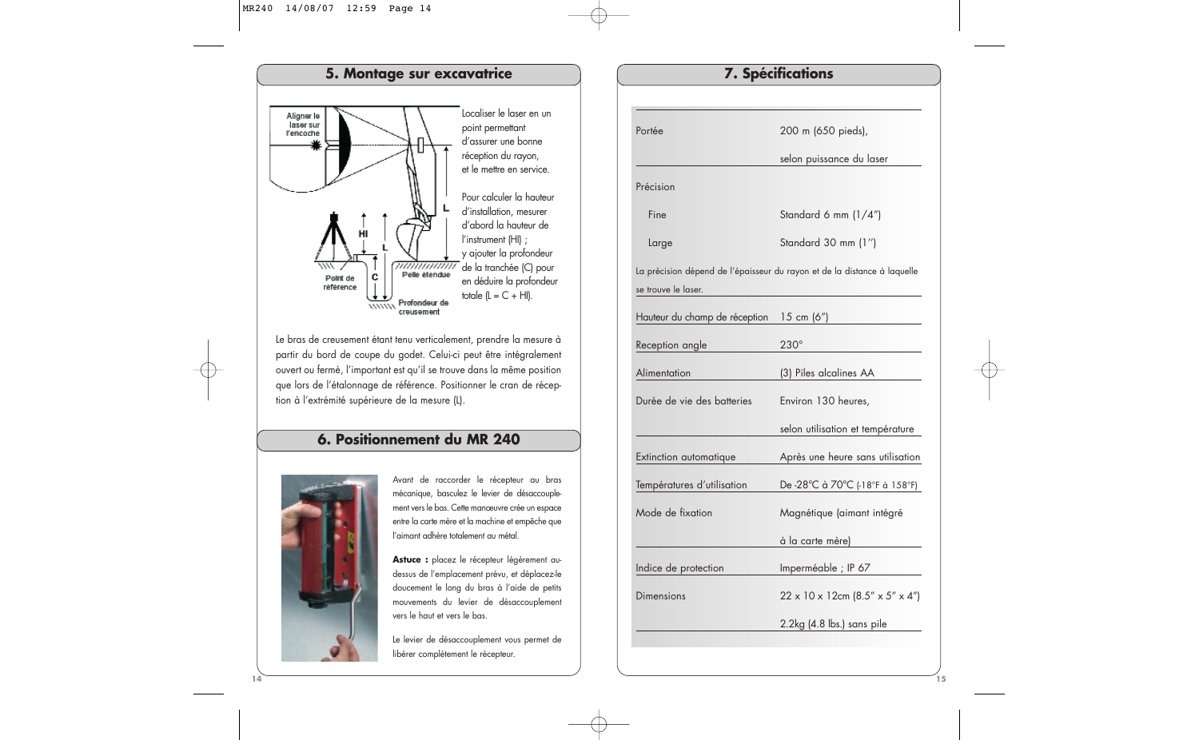## 5. Montage sur excavatrice

Aligner le laser sur l'encoche

HI

L

C

Point de référence

Pelle étendue

Profondeur de creusement

Localiser le laser en un point permettant d'assurer une bonne réception du rayon, et le mettre en service.

Pour calculer la hauteur d'installation, mesurer d'abord la hauteur de l'instrument (HI) ; y ajouter la profondeur de la tranchée (C) pour en déduire la profondeur totale (L = C + HI).

Le bras de creusement étant tenu verticalement, prendre la mesure à partir du bord de coupe du godet. Celui-ci peut être intégralement ouvert ou fermé, l'important est qu'il se trouve dans la même position que lors de l'étalonnage de référence. Positionner le cran de réception à l'extrémité supérieure de la mesure (L).

## 6. Positionnement du MR 240

Avant de raccorder le récepteur au bras mécanique, basculez le levier de désaccouplement vers le bas. Cette manœuvre crée un espace entre la carte mère et la machine et empêche que l'aimant adhère totalement au métal.

**Astuce :** placez le récepteur légèrement au-dessus de l'emplacement prévu, et déplacez-le doucement le long du bras à l'aide de petits mouvements du levier de désaccouplement vers le haut et vers le bas.

Le levier de désaccouplement vous permet de libérer complètement le récepteur.

## 7. Spécifications

| | |
|---|---|
| Portée | 200 m (650 pieds), selon puissance du laser |
| Précision | |
| Fine | Standard 6 mm (1/4") |
| Large | Standard 30 mm (1") |
| La précision dépend de l'épaisseur du rayon et de la distance à laquelle se trouve le laser. | |
| Hauteur du champ de réception | 15 cm (6") |
| Reception angle | 230° |
| Alimentation | (3) Piles alcalines AA |
| Durée de vie des batteries | Environ 130 heures, selon utilisation et température |
| Extinction automatique | Après une heure sans utilisation |
| Températures d'utilisation | De -28°C à 70°C (-18°F à 158°F) |
| Mode de fixation | Magnétique (aimant intégré à la carte mère) |
| Indice de protection | Imperméable ; IP 67 |
| Dimensions | 22 x 10 x 12cm (8.5" x 5" x 4") 2.2kg (4.8 lbs.) sans pile |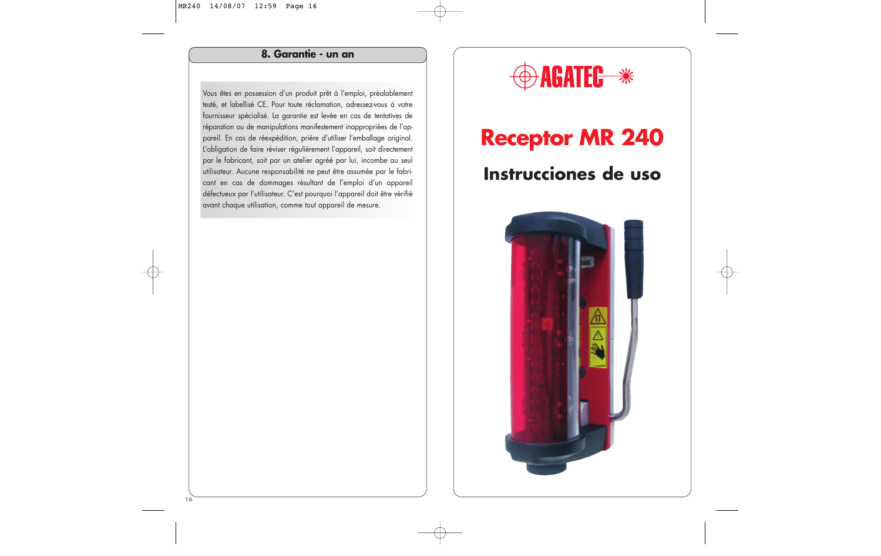## 8. Garantie - un an

Vous êtes en possession d'un produit prêt à l'emploi, préalablement testé, et labellisé CE. Pour toute réclamation, adressez-vous à votre fournisseur spécialisé. La garantie est levée en cas de tentatives de réparation ou de manipulations manifestement inappropriées de l'appareil. En cas de réexpédition, prière d'utiliser l'emballage original. L'obligation de faire réviser régulièrement l'appareil, soit directement par le fabricant, soit par un atelier agréé par lui, incombe au seul utilisateur. Aucune responsabilité ne peut être assumée par le fabricant en cas de dommages résultant de l'emploi d'un appareil défectueux par l'utilisateur. C'est pourquoi l'appareil doit être vérifié avant chaque utilisation, comme tout appareil de mesure.

AGATEC

# Receptor MR 240

## Instrucciones de uso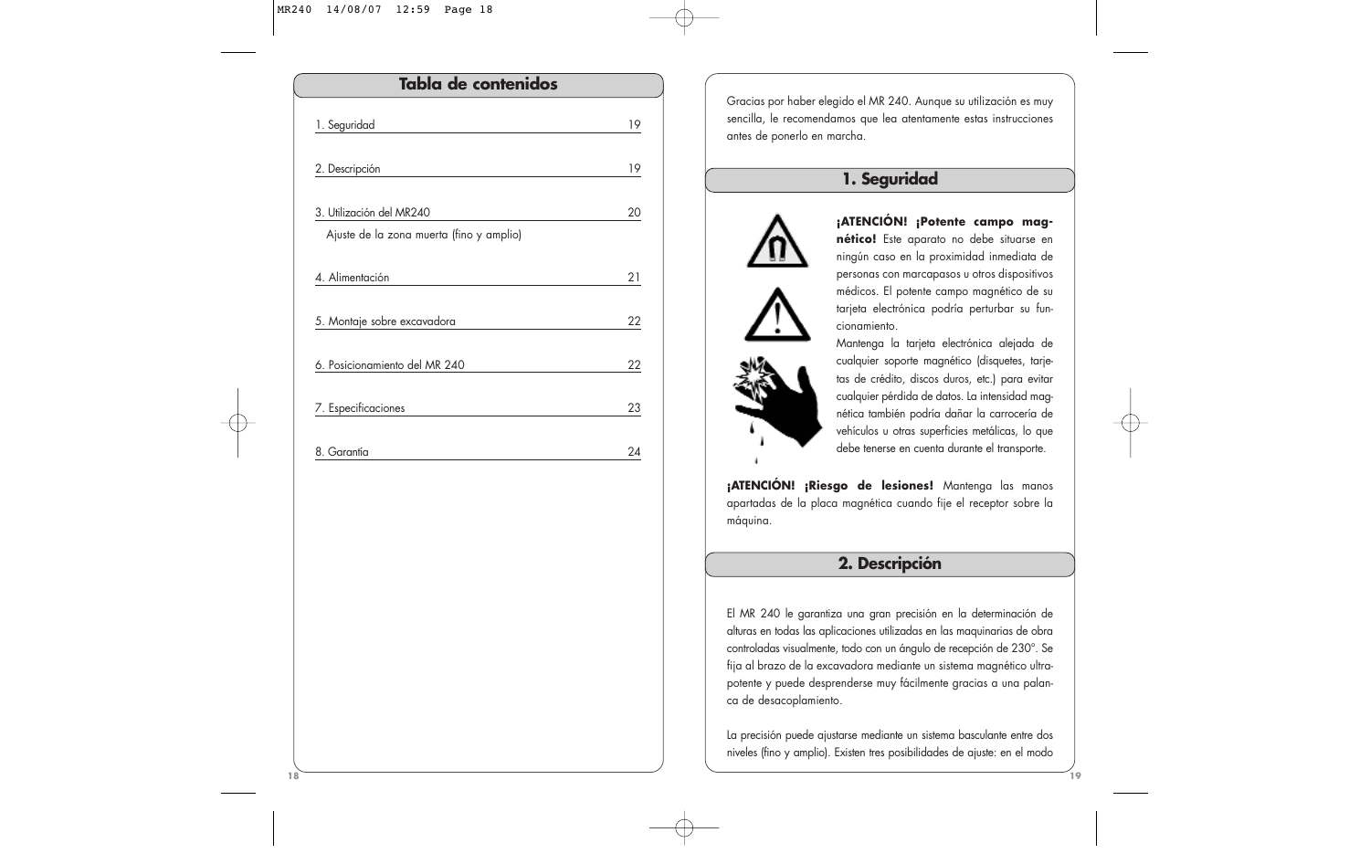## Tabla de contenidos

| | |
|---|---|
| 1. Seguridad | 19 |
| 2. Descripción | 19 |
| 3. Utilización del MR240 | 20 |
| Ajuste de la zona muerta (fino y amplio) | |
| 4. Alimentación | 21 |
| 5. Montaje sobre excavadora | 22 |
| 6. Posicionamiento del MR 240 | 22 |
| 7. Especificaciones | 23 |
| 8. Garantía | 24 |

Gracias por haber elegido el MR 240. Aunque su utilización es muy sencilla, le recomendamos que lea atentamente estas instrucciones antes de ponerlo en marcha.

## 1. Seguridad

**¡ATENCIÓN! ¡Potente campo magnético!** Este aparato no debe situarse en ningún caso en la proximidad inmediata de personas con marcapasos u otros dispositivos médicos. El potente campo magnético de su tarjeta electrónica podría perturbar su funcionamiento.

Mantenga la tarjeta electrónica alejada de cualquier soporte magnético (disquetes, tarjetas de crédito, discos duros, etc.) para evitar cualquier pérdida de datos. La intensidad magnética también podría dañar la carrocería de vehículos u otras superficies metálicas, lo que debe tenerse en cuenta durante el transporte.

**¡ATENCIÓN! ¡Riesgo de lesiones!** Mantenga las manos apartadas de la placa magnética cuando fije el receptor sobre la máquina.

## 2. Descripción

El MR 240 le garantiza una gran precisión en la determinación de alturas en todas las aplicaciones utilizadas en las maquinarias de obra controladas visualmente, todo con un ángulo de recepción de 230°. Se fija al brazo de la excavadora mediante un sistema magnético ultrapotente y puede desprenderse muy fácilmente gracias a una palanca de desacoplamiento.

La precisión puede ajustarse mediante un sistema basculante entre dos niveles (fino y amplio). Existen tres posibilidades de ajuste: en el modo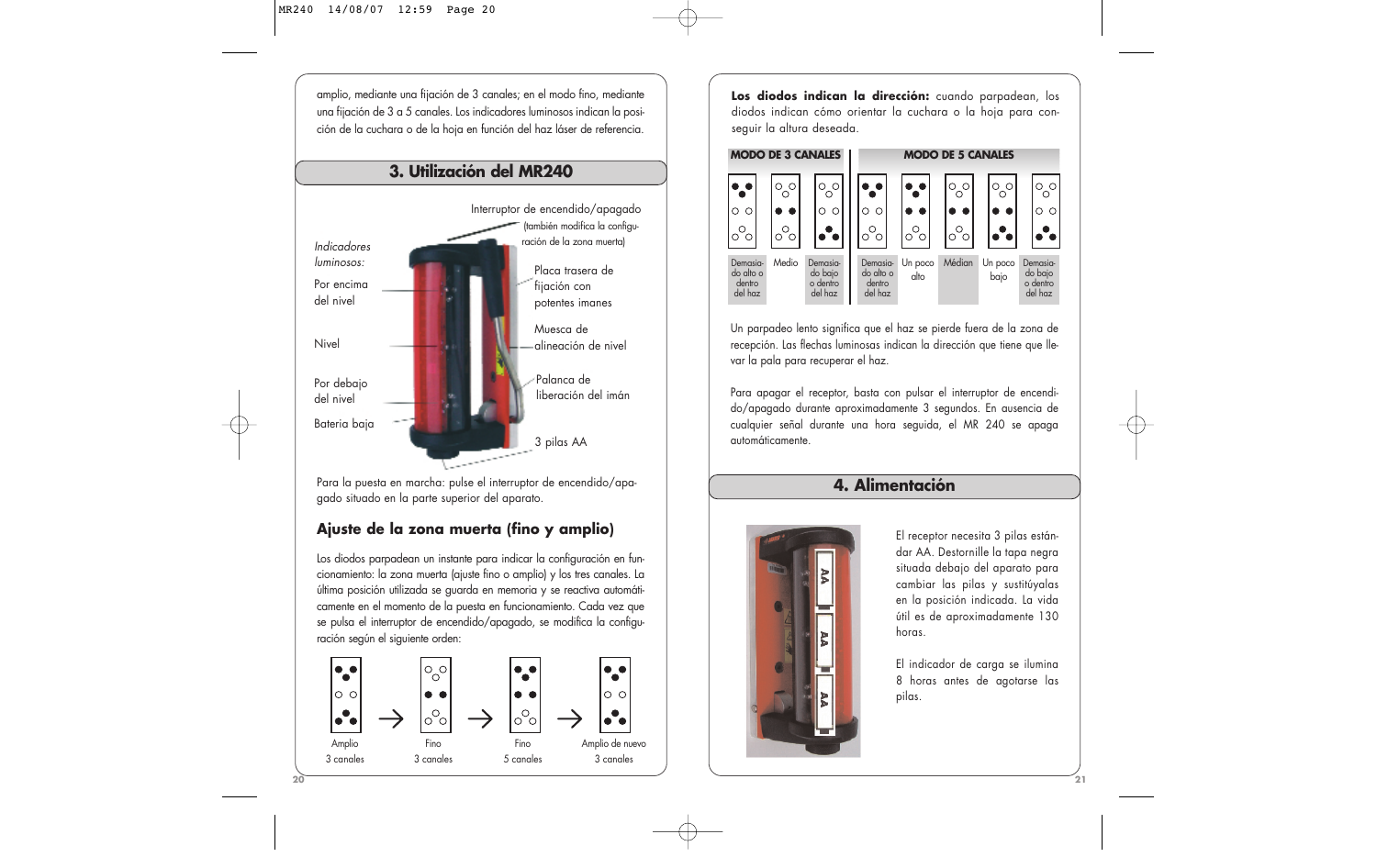amplio, mediante una fijación de 3 canales; en el modo fino, mediante una fijación de 3 a 5 canales. Los indicadores luminosos indican la posición de la cuchara o de la hoja en función del haz láser de referencia.

## 3. Utilización del MR240

Interruptor de encendido/apagado (también modifica la configuración de la zona muerta)

*Indicadores luminosos:*

Por encima del nivel

Nivel

Por debajo del nivel

Bateria baja

Placa trasera de fijación con potentes imanes

Muesca de alineación de nivel

Palanca de liberación del imán

3 pilas AA

Para la puesta en marcha: pulse el interruptor de encendido/apagado situado en la parte superior del aparato.

### Ajuste de la zona muerta (fino y amplio)

Los diodos parpadean un instante para indicar la configuración en funcionamiento: la zona muerta (ajuste fino o amplio) y los tres canales. La última posición utilizada se guarda en memoria y se reactiva automáticamente en el momento de la puesta en funcionamiento. Cada vez que se pulsa el interruptor de encendido/apagado, se modifica la configuración según el siguiente orden:

Amplio 3 canales → Fino 3 canales → Fino 5 canales → Amplio de nuevo 3 canales

**Los diodos indican la dirección:** cuando parpadean, los diodos indican cómo orientar la cuchara o la hoja para conseguir la altura deseada.

| MODO DE 3 CANALES | | | MODO DE 5 CANALES | | | | |
|---|---|---|---|---|---|---|---|
| Demasiado alto o dentro del haz | Medio | Demasiado bajo o dentro del haz | Demasiado alto o dentro del haz | Un poco alto | Médian | Un poco bajo | Demasiado bajo o dentro del haz |

Un parpadeo lento significa que el haz se pierde fuera de la zona de recepción. Las flechas luminosas indican la dirección que tiene que llevar la pala para recuperar el haz.

Para apagar el receptor, basta con pulsar el interruptor de encendido/apagado durante aproximadamente 3 segundos. En ausencia de cualquier señal durante una hora seguida, el MR 240 se apaga automáticamente.

## 4. Alimentación

El receptor necesita 3 pilas estándar AA. Destornille la tapa negra situada debajo del aparato para cambiar las pilas y sustitúyalas en la posición indicada. La vida útil es de aproximadamente 130 horas.

El indicador de carga se ilumina 8 horas antes de agotarse las pilas.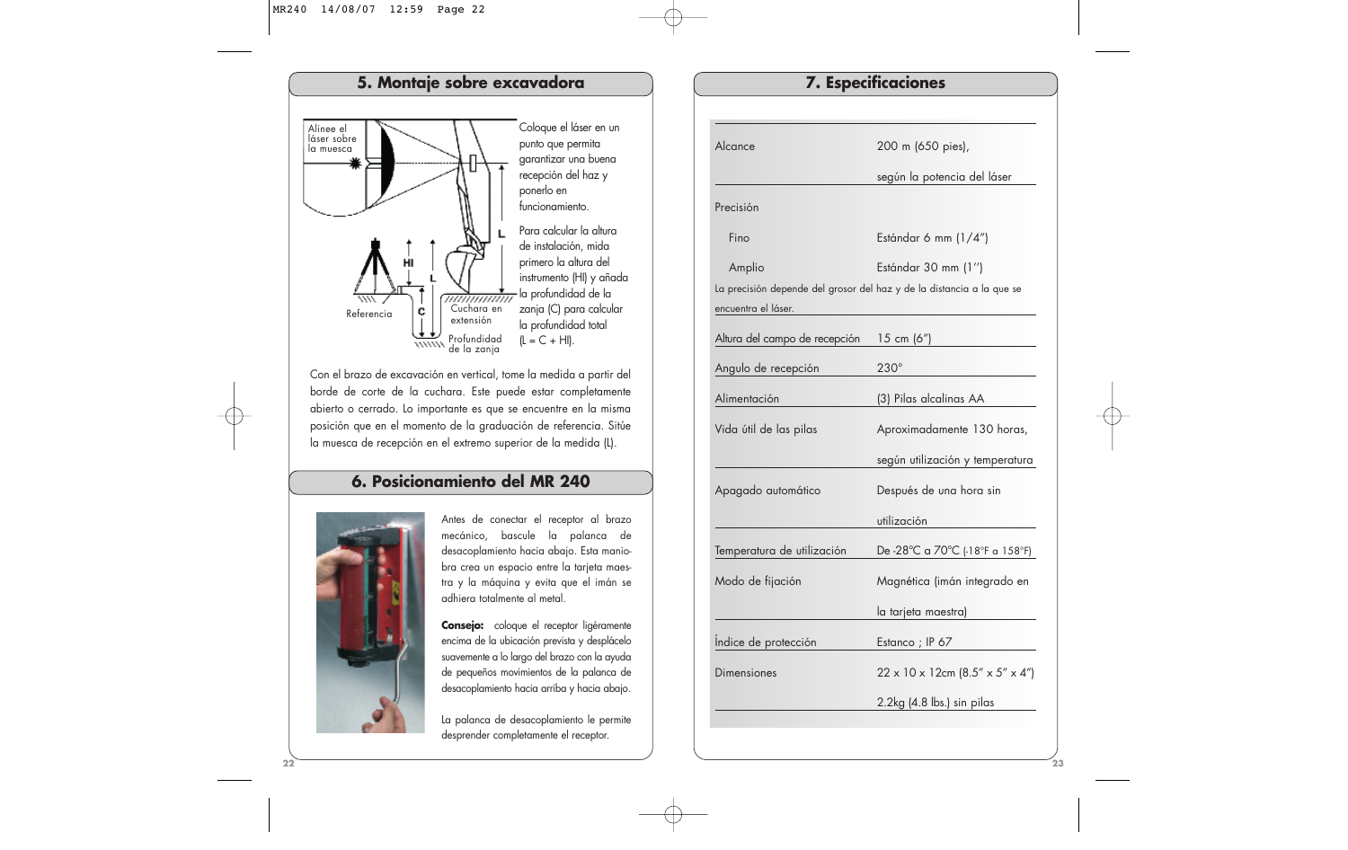## 5. Montaje sobre excavadora

Alinee el láser sobre la muesca

HI

L

C

Referencia

Cuchara en extensión

Profundidad de la zanja

Coloque el láser en un punto que permita garantizar una buena recepción del haz y ponerlo en funcionamiento.

Para calcular la altura de instalación, mida primero la altura del instrumento (HI) y añada la profundidad de la zanja (C) para calcular la profundidad total (L = C + HI).

Con el brazo de excavación en vertical, tome la medida a partir del borde de corte de la cuchara. Este puede estar completamente abierto o cerrado. Lo importante es que se encuentre en la misma posición que en el momento de la graduación de referencia. Sitúe la muesca de recepción en el extremo superior de la medida (L).

## 6. Posicionamiento del MR 240

Antes de conectar el receptor al brazo mecánico, bascule la palanca de desacoplamiento hacia abajo. Esta maniobra crea un espacio entre la tarjeta maestra y la máquina y evita que el imán se adhiera totalmente al metal.

**Consejo:** coloque el receptor ligéramente encima de la ubicación prevista y desplácelo suavemente a lo largo del brazo con la ayuda de pequeños movimientos de la palanca de desacoplamiento hacia arriba y hacia abajo.

La palanca de desacoplamiento le permite desprender completamente el receptor.

## 7. Especificaciones

| | |
|---|---|
| Alcance | 200 m (650 pies), según la potencia del láser |
| Precisión | |
| Fino | Estándar 6 mm (1/4") |
| Amplio | Estándar 30 mm (1'') |
| La precisión depende del grosor del haz y de la distancia a la que se encuentra el láser. | |
| Altura del campo de recepción | 15 cm (6") |
| Angulo de recepción | 230° |
| Alimentación | (3) Pilas alcalinas AA |
| Vida útil de las pilas | Aproximadamente 130 horas, según utilización y temperatura |
| Apagado automático | Después de una hora sin utilización |
| Temperatura de utilización | De -28°C a 70°C (-18°F a 158°F) |
| Modo de fijación | Magnética (imán integrado en la tarjeta maestra) |
| Índice de protección | Estanco ; IP 67 |
| Dimensiones | 22 x 10 x 12cm (8.5" x 5" x 4") 2.2kg (4.8 lbs.) sin pilas |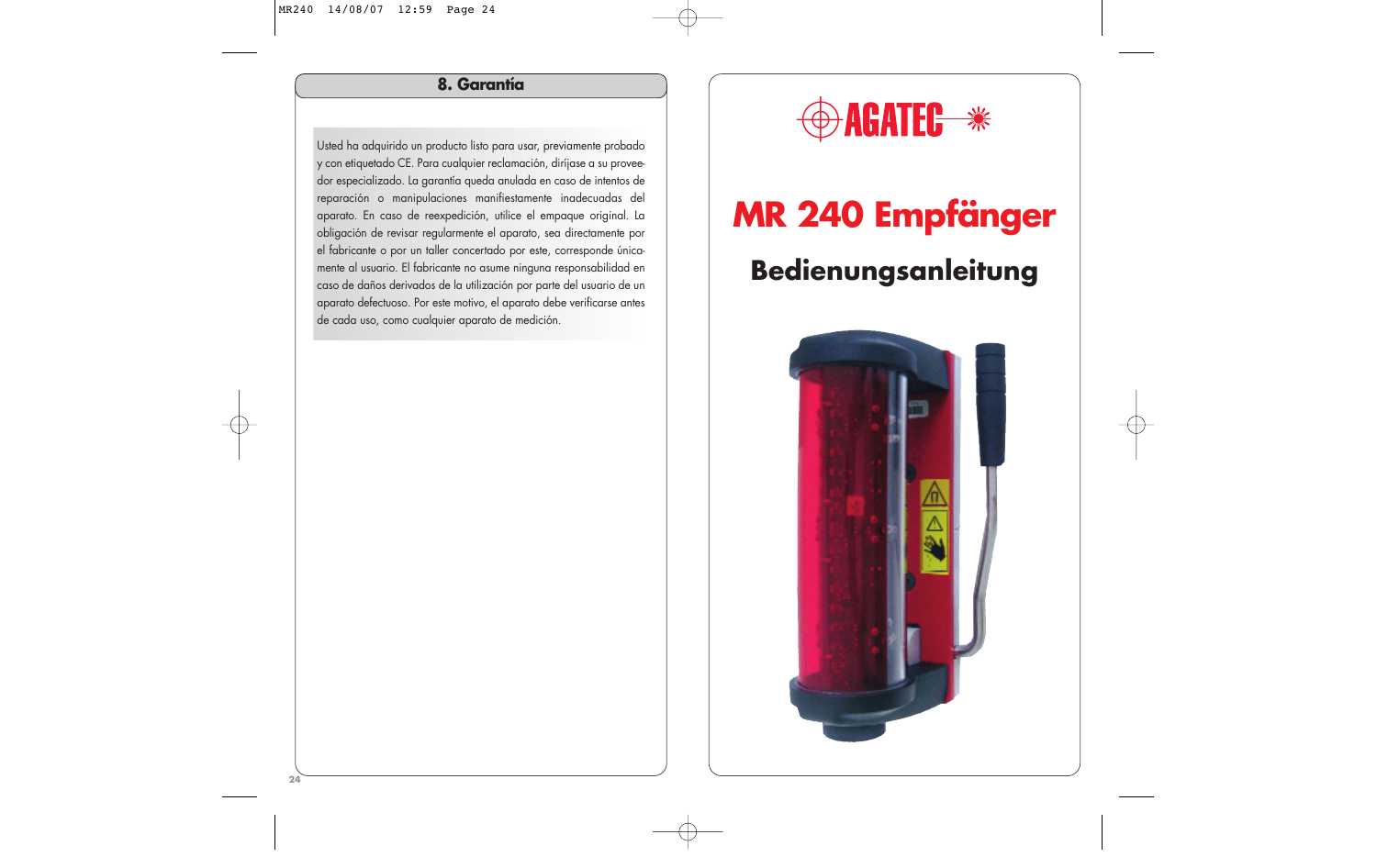## 8. Garantía

Usted ha adquirido un producto listo para usar, previamente probado y con etiquetado CE. Para cualquier reclamación, diríjase a su proveedor especializado. La garantía queda anulada en caso de intentos de reparación o manipulaciones manifiestamente inadecuadas del aparato. En caso de reexpedición, utilice el empaque original. La obligación de revisar regularmente el aparato, sea directamente por el fabricante o por un taller concertado por este, corresponde únicamente al usuario. El fabricante no asume ninguna responsabilidad en caso de daños derivados de la utilización por parte del usuario de un aparato defectuoso. Por este motivo, el aparato debe verificarse antes de cada uso, como cualquier aparato de medición.

AGATEC

# MR 240 Empfänger

## Bedienungsanleitung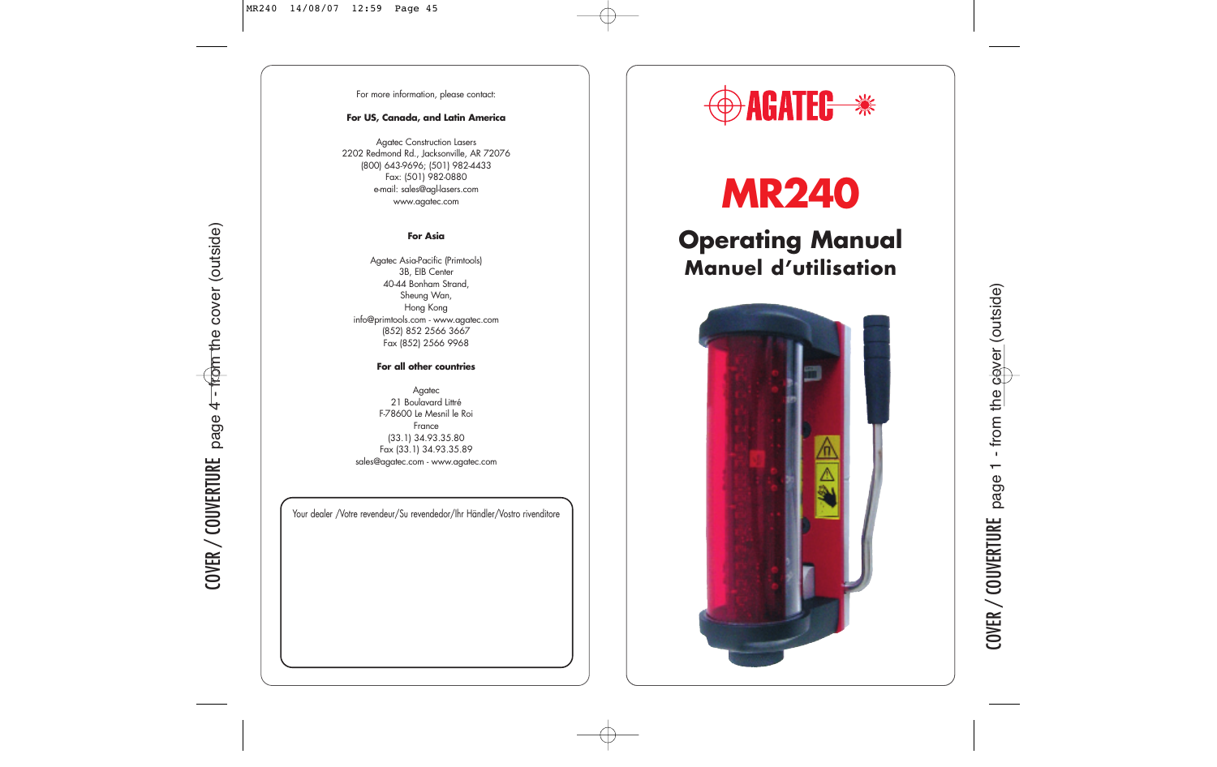For more information, please contact:

**For US, Canada, and Latin America**

Agatec Construction Lasers
2202 Redmond Rd., Jacksonville, AR 72076
(800) 643-9696; (501) 982-4433
Fax: (501) 982-0880
e-mail: sales@agl-lasers.com
www.agatec.com

**For Asia**

Agatec Asia-Pacific (Primtools)
3B, EIB Center
40-44 Bonham Strand,
Sheung Wan,
Hong Kong
info@primtools.com - www.agatec.com
(852) 852 2566 3667
Fax (852) 2566 9968

**For all other countries**

Agatec
21 Boulavard Littré
F-78600 Le Mesnil le Roi
France
(33.1) 34.93.35.80
Fax (33.1) 34.93.35.89
sales@agatec.com - www.agatec.com

Your dealer /Votre revendeur/Su revendedor/Ihr Händler/Vostro rivenditore

AGATEC

# MR240

## Operating Manual

## Manuel d'utilisation